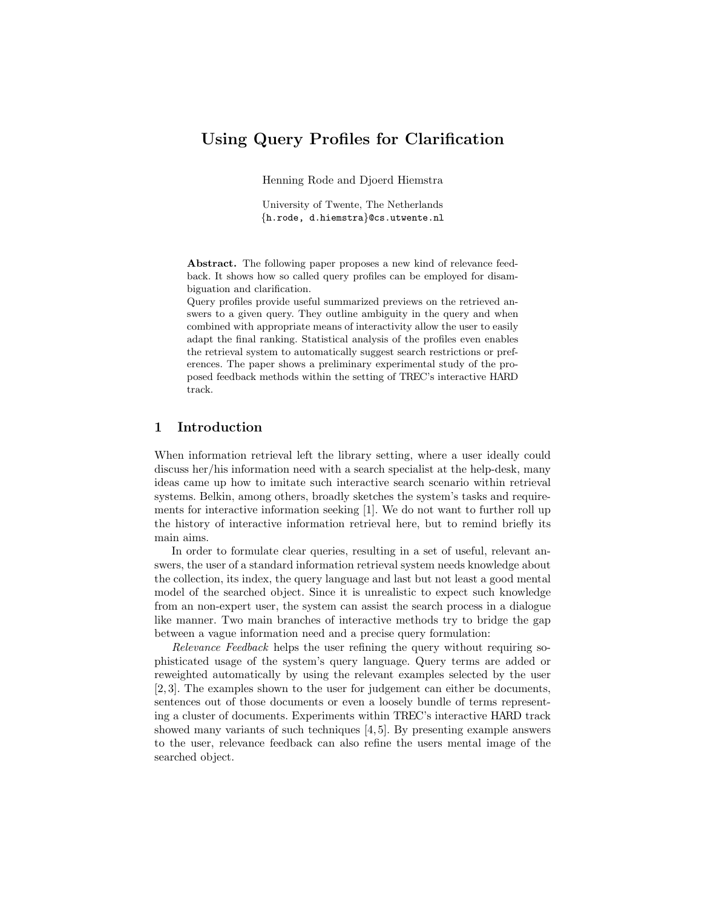# Using Query Profiles for Clarification

Henning Rode and Djoerd Hiemstra

University of Twente, The Netherlands
{h.rode, d.hiemstra}@cs.utwente.nl

**Abstract.** The following paper proposes a new kind of relevance feedback. It shows how so called query profiles can be employed for disambiguation and clarification.

Query profiles provide useful summarized previews on the retrieved answers to a given query. They outline ambiguity in the query and when combined with appropriate means of interactivity allow the user to easily adapt the final ranking. Statistical analysis of the profiles even enables the retrieval system to automatically suggest search restrictions or preferences. The paper shows a preliminary experimental study of the proposed feedback methods within the setting of TREC's interactive HARD track.

## 1 Introduction

When information retrieval left the library setting, where a user ideally could discuss her/his information need with a search specialist at the help-desk, many ideas came up how to imitate such interactive search scenario within retrieval systems. Belkin, among others, broadly sketches the system's tasks and requirements for interactive information seeking [1]. We do not want to further roll up the history of interactive information retrieval here, but to remind briefly its main aims.

In order to formulate clear queries, resulting in a set of useful, relevant answers, the user of a standard information retrieval system needs knowledge about the collection, its index, the query language and last but not least a good mental model of the searched object. Since it is unrealistic to expect such knowledge from an non-expert user, the system can assist the search process in a dialogue like manner. Two main branches of interactive methods try to bridge the gap between a vague information need and a precise query formulation:

*Relevance Feedback* helps the user refining the query without requiring sophisticated usage of the system's query language. Query terms are added or reweighted automatically by using the relevant examples selected by the user [2, 3]. The examples shown to the user for judgement can either be documents, sentences out of those documents or even a loosely bundle of terms representing a cluster of documents. Experiments within TREC's interactive HARD track showed many variants of such techniques [4, 5]. By presenting example answers to the user, relevance feedback can also refine the users mental image of the searched object.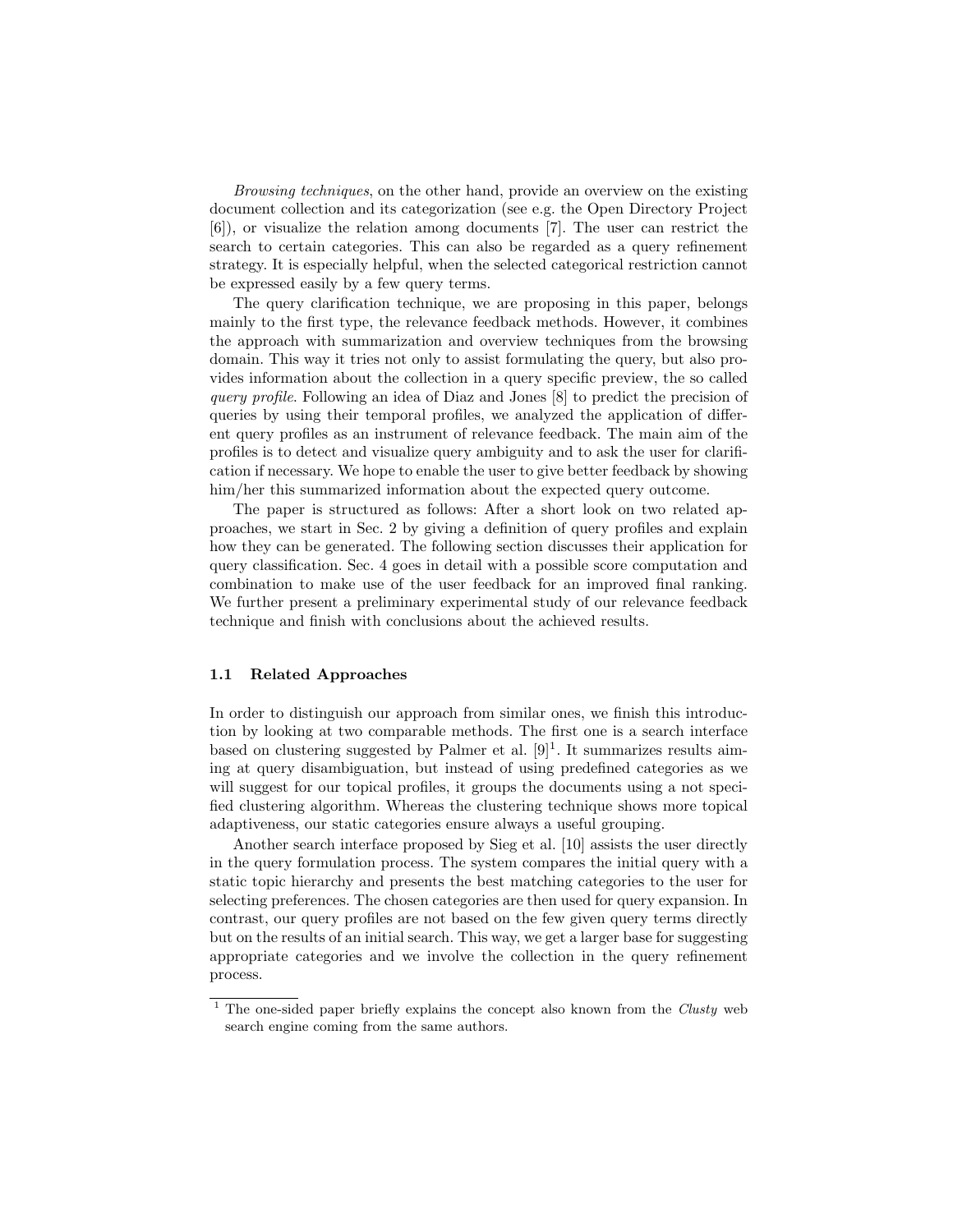*Browsing techniques*, on the other hand, provide an overview on the existing document collection and its categorization (see e.g. the Open Directory Project [6]), or visualize the relation among documents [7]. The user can restrict the search to certain categories. This can also be regarded as a query refinement strategy. It is especially helpful, when the selected categorical restriction cannot be expressed easily by a few query terms.

The query clarification technique, we are proposing in this paper, belongs mainly to the first type, the relevance feedback methods. However, it combines the approach with summarization and overview techniques from the browsing domain. This way it tries not only to assist formulating the query, but also provides information about the collection in a query specific preview, the so called *query profile*. Following an idea of Diaz and Jones [8] to predict the precision of queries by using their temporal profiles, we analyzed the application of different query profiles as an instrument of relevance feedback. The main aim of the profiles is to detect and visualize query ambiguity and to ask the user for clarification if necessary. We hope to enable the user to give better feedback by showing him/her this summarized information about the expected query outcome.

The paper is structured as follows: After a short look on two related approaches, we start in Sec. 2 by giving a definition of query profiles and explain how they can be generated. The following section discusses their application for query classification. Sec. 4 goes in detail with a possible score computation and combination to make use of the user feedback for an improved final ranking. We further present a preliminary experimental study of our relevance feedback technique and finish with conclusions about the achieved results.

### 1.1 Related Approaches

In order to distinguish our approach from similar ones, we finish this introduction by looking at two comparable methods. The first one is a search interface based on clustering suggested by Palmer et al. [9][1]. It summarizes results aiming at query disambiguation, but instead of using predefined categories as we will suggest for our topical profiles, it groups the documents using a not specified clustering algorithm. Whereas the clustering technique shows more topical adaptiveness, our static categories ensure always a useful grouping.

Another search interface proposed by Sieg et al. [10] assists the user directly in the query formulation process. The system compares the initial query with a static topic hierarchy and presents the best matching categories to the user for selecting preferences. The chosen categories are then used for query expansion. In contrast, our query profiles are not based on the few given query terms directly but on the results of an initial search. This way, we get a larger base for suggesting appropriate categories and we involve the collection in the query refinement process.

[1] The one-sided paper briefly explains the concept also known from the *Clusty* web search engine coming from the same authors.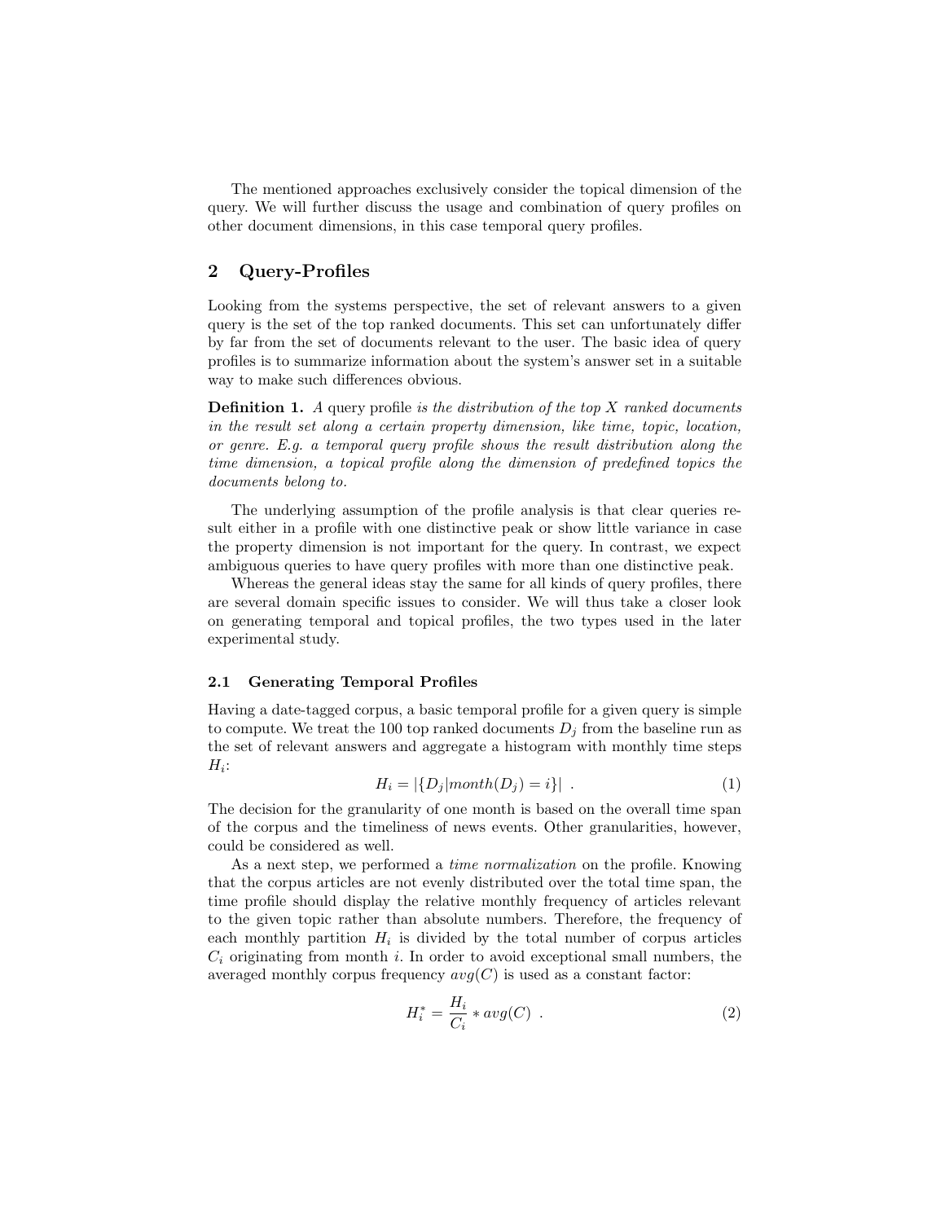The mentioned approaches exclusively consider the topical dimension of the query. We will further discuss the usage and combination of query profiles on other document dimensions, in this case temporal query profiles.

## 2 Query-Profiles

Looking from the systems perspective, the set of relevant answers to a given query is the set of the top ranked documents. This set can unfortunately differ by far from the set of documents relevant to the user. The basic idea of query profiles is to summarize information about the system's answer set in a suitable way to make such differences obvious.

**Definition 1.** *A* query profile *is the distribution of the top $X$ ranked documents in the result set along a certain property dimension, like time, topic, location, or genre. E.g. a temporal query profile shows the result distribution along the time dimension, a topical profile along the dimension of predefined topics the documents belong to.*

The underlying assumption of the profile analysis is that clear queries result either in a profile with one distinctive peak or show little variance in case the property dimension is not important for the query. In contrast, we expect ambiguous queries to have query profiles with more than one distinctive peak.

Whereas the general ideas stay the same for all kinds of query profiles, there are several domain specific issues to consider. We will thus take a closer look on generating temporal and topical profiles, the two types used in the later experimental study.

### 2.1 Generating Temporal Profiles

Having a date-tagged corpus, a basic temporal profile for a given query is simple to compute. We treat the 100 top ranked documents $D_j$ from the baseline run as the set of relevant answers and aggregate a histogram with monthly time steps $H_i$:

$$H_i = |\{D_j | month(D_j) = i\}| \ . \quad (1)$$

The decision for the granularity of one month is based on the overall time span of the corpus and the timeliness of news events. Other granularities, however, could be considered as well.

As a next step, we performed a *time normalization* on the profile. Knowing that the corpus articles are not evenly distributed over the total time span, the time profile should display the relative monthly frequency of articles relevant to the given topic rather than absolute numbers. Therefore, the frequency of each monthly partition $H_i$ is divided by the total number of corpus articles $C_i$ originating from month $i$. In order to avoid exceptional small numbers, the averaged monthly corpus frequency $avg(C)$ is used as a constant factor:

$$H_i^* = \frac{H_i}{C_i} * avg(C) \ . \quad (2)$$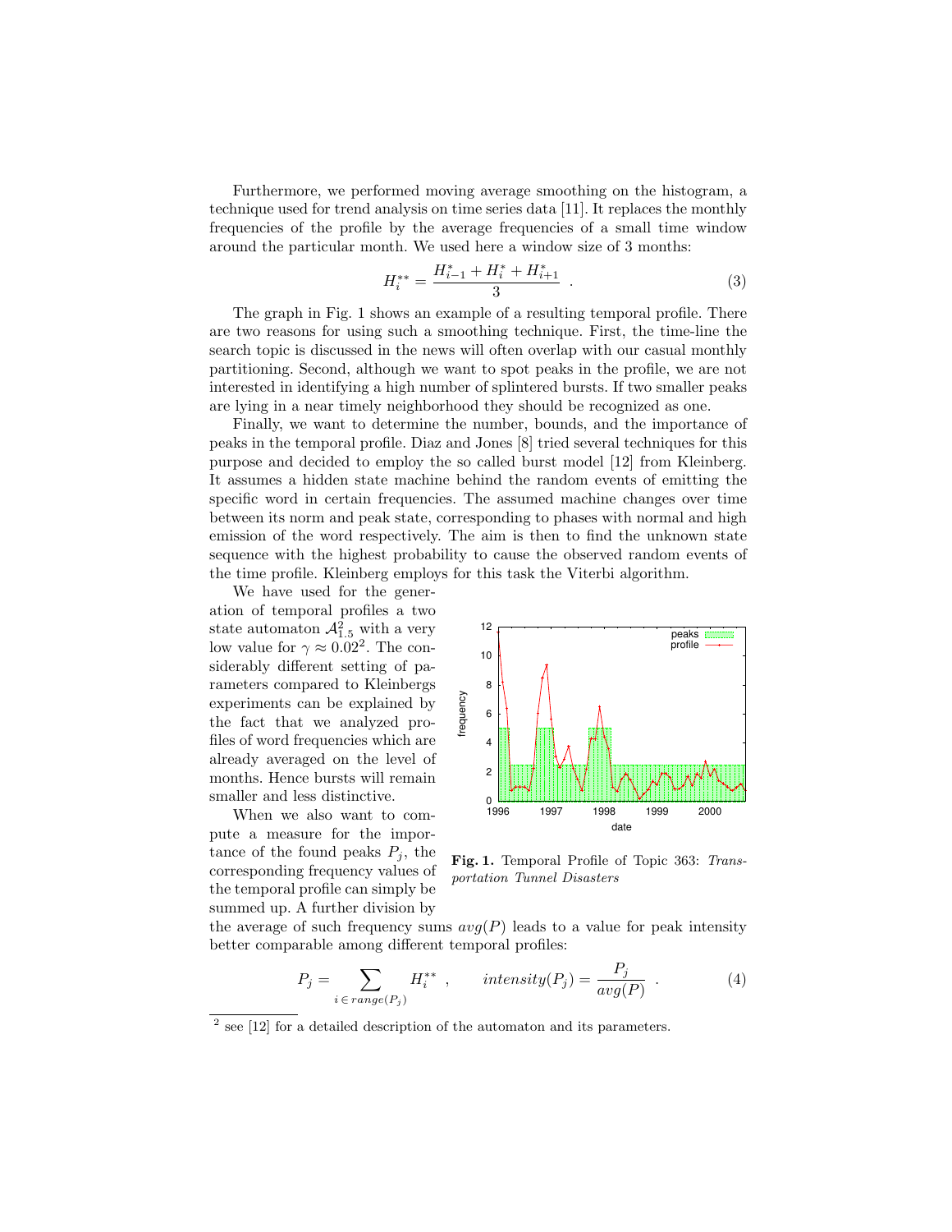Furthermore, we performed moving average smoothing on the histogram, a technique used for trend analysis on time series data [11]. It replaces the monthly frequencies of the profile by the average frequencies of a small time window around the particular month. We used here a window size of 3 months:

$$H_i^{**} = \frac{H_{i-1}^* + H_i^* + H_{i+1}^*}{3} \ . \tag{3}$$

The graph in Fig. 1 shows an example of a resulting temporal profile. There are two reasons for using such a smoothing technique. First, the time-line the search topic is discussed in the news will often overlap with our casual monthly partitioning. Second, although we want to spot peaks in the profile, we are not interested in identifying a high number of splintered bursts. If two smaller peaks are lying in a near timely neighborhood they should be recognized as one.

Finally, we want to determine the number, bounds, and the importance of peaks in the temporal profile. Diaz and Jones [8] tried several techniques for this purpose and decided to employ the so called burst model [12] from Kleinberg. It assumes a hidden state machine behind the random events of emitting the specific word in certain frequencies. The assumed machine changes over time between its norm and peak state, corresponding to phases with normal and high emission of the word respectively. The aim is then to find the unknown state sequence with the highest probability to cause the observed random events of the time profile. Kleinberg employs for this task the Viterbi algorithm.

We have used for the generation of temporal profiles a two state automaton $\mathcal{A}_{1.5}^2$ with a very low value for $\gamma \approx 0.02$[2]. The considerably different setting of parameters compared to Kleinbergs experiments can be explained by the fact that we analyzed profiles of word frequencies which are already averaged on the level of months. Hence bursts will remain smaller and less distinctive.

**Fig. 1.** Temporal Profile of Topic 363: *Transportation Tunnel Disasters*

When we also want to compute a measure for the importance of the found peaks $P_j$, the corresponding frequency values of the temporal profile can simply be summed up. A further division by the average of such frequency sums $avg(P)$ leads to a value for peak intensity better comparable among different temporal profiles:

$$P_j = \sum_{i \in range(P_j)} H_i^{**} \ , \qquad intensity(P_j) = \frac{P_j}{avg(P)} \ . \tag{4}$$

[2] see [12] for a detailed description of the automaton and its parameters.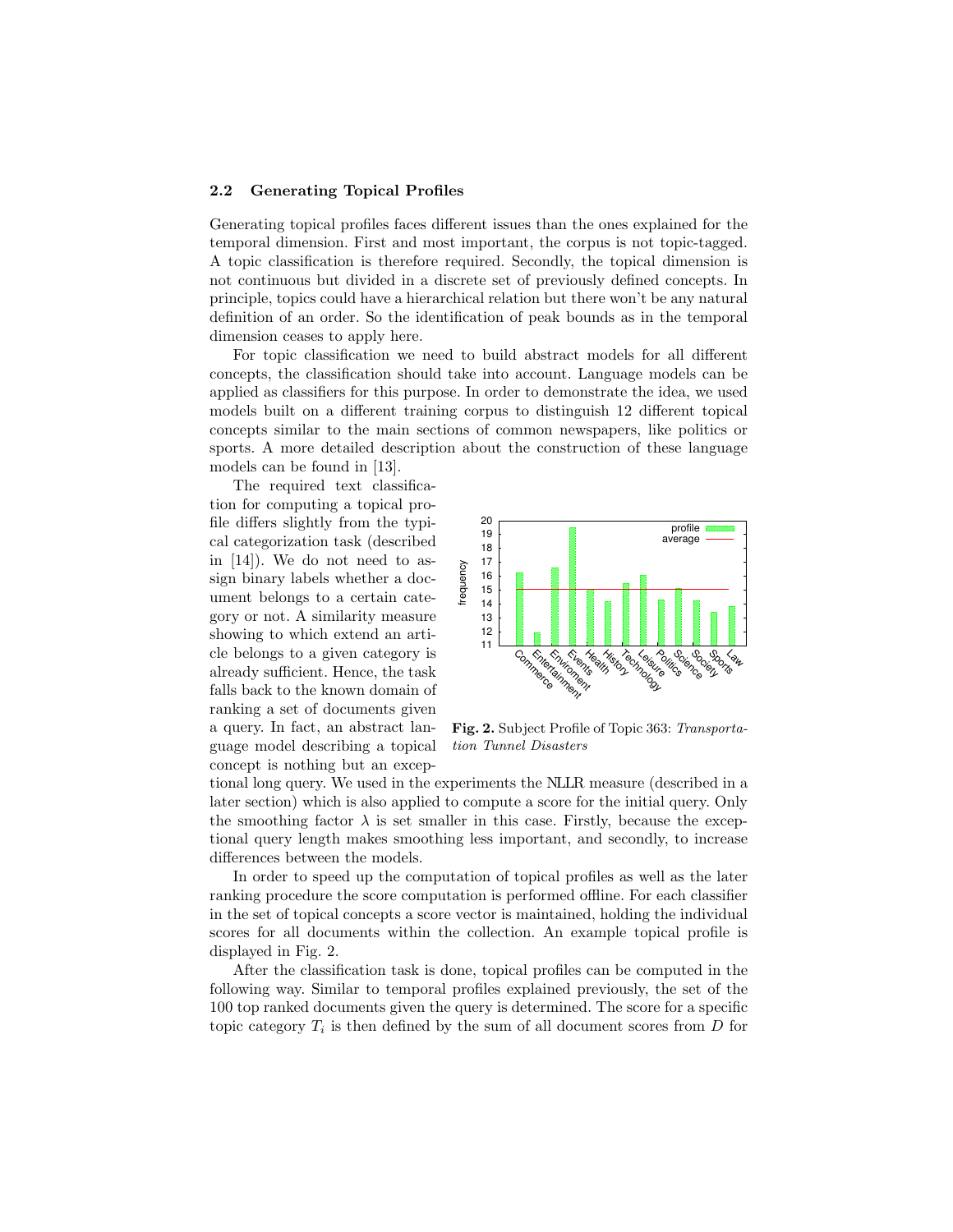### 2.2 Generating Topical Profiles

Generating topical profiles faces different issues than the ones explained for the temporal dimension. First and most important, the corpus is not topic-tagged. A topic classification is therefore required. Secondly, the topical dimension is not continuous but divided in a discrete set of previously defined concepts. In principle, topics could have a hierarchical relation but there won't be any natural definition of an order. So the identification of peak bounds as in the temporal dimension ceases to apply here.

For topic classification we need to build abstract models for all different concepts, the classification should take into account. Language models can be applied as classifiers for this purpose. In order to demonstrate the idea, we used models built on a different training corpus to distinguish 12 different topical concepts similar to the main sections of common newspapers, like politics or sports. A more detailed description about the construction of these language models can be found in [13].

The required text classification for computing a topical profile differs slightly from the typical categorization task (described in [14]). We do not need to assign binary labels whether a document belongs to a certain category or not. A similarity measure showing to which extend an article belongs to a given category is already sufficient. Hence, the task falls back to the known domain of ranking a set of documents given a query. In fact, an abstract language model describing a topical concept is nothing but an exceptional long query. We used in the experiments the NLLR measure (described in a later section) which is also applied to compute a score for the initial query. Only the smoothing factor $\lambda$ is set smaller in this case. Firstly, because the exceptional query length makes smoothing less important, and secondly, to increase differences between the models.

frequency
20
19
18
17
16
15
14
13
12
11
profile
average
Commerce
Entertainment
Enviroment
Events
Health
History
Technology
Leisure
Politics
Science
Society
Sports
Law

**Fig. 2.** Subject Profile of Topic 363: *Transportation Tunnel Disasters*

In order to speed up the computation of topical profiles as well as the later ranking procedure the score computation is performed offline. For each classifier in the set of topical concepts a score vector is maintained, holding the individual scores for all documents within the collection. An example topical profile is displayed in Fig. 2.

After the classification task is done, topical profiles can be computed in the following way. Similar to temporal profiles explained previously, the set of the 100 top ranked documents given the query is determined. The score for a specific topic category $T_i$ is then defined by the sum of all document scores from $D$ for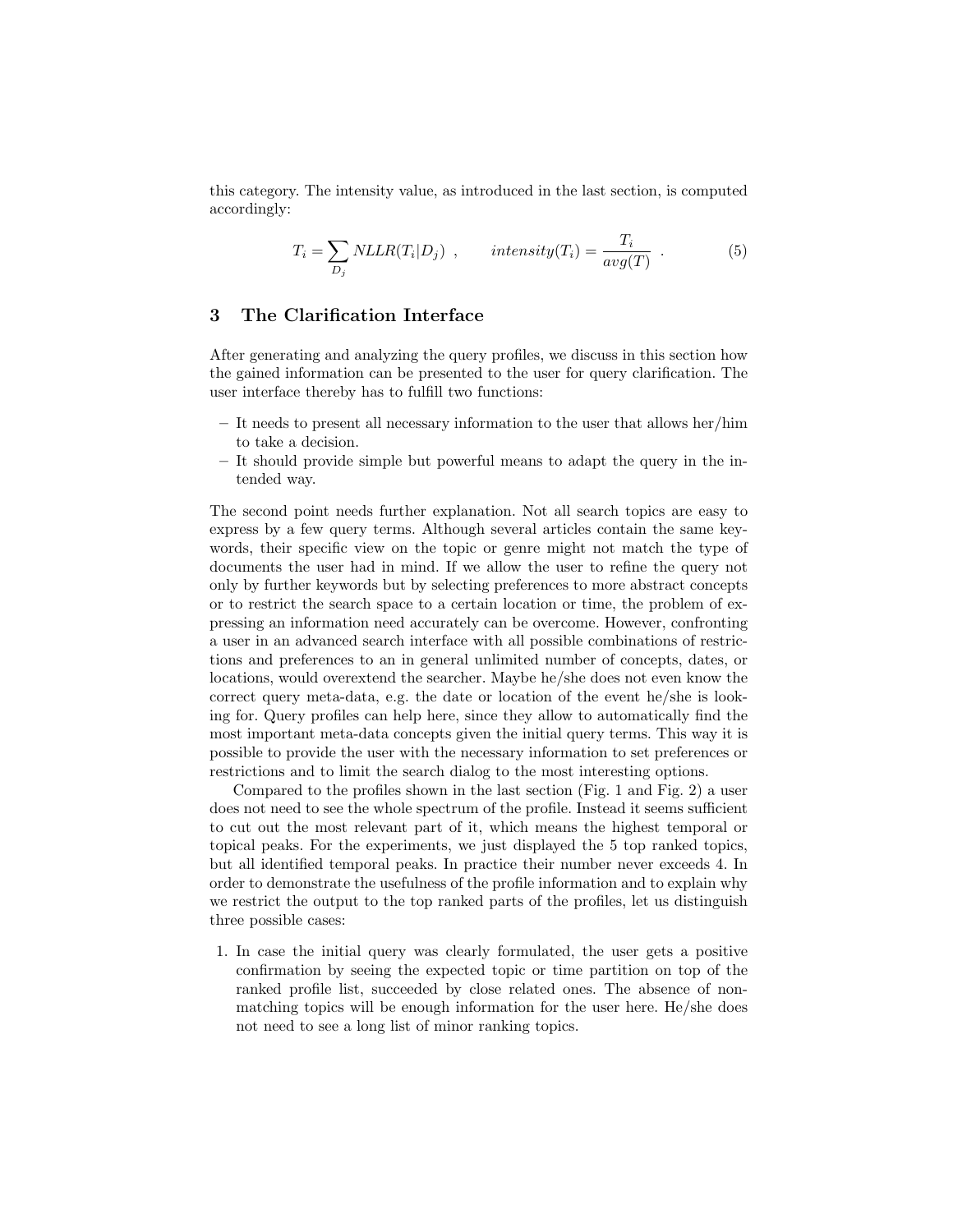this category. The intensity value, as introduced in the last section, is computed accordingly:

$$T_i = \sum_{D_j} NLLR(T_i|D_j) \ , \qquad intensity(T_i) = \frac{T_i}{avg(T)} \ . \tag{5}$$

## 3 The Clarification Interface

After generating and analyzing the query profiles, we discuss in this section how the gained information can be presented to the user for query clarification. The user interface thereby has to fulfill two functions:

- It needs to present all necessary information to the user that allows her/him to take a decision.
- It should provide simple but powerful means to adapt the query in the intended way.

The second point needs further explanation. Not all search topics are easy to express by a few query terms. Although several articles contain the same keywords, their specific view on the topic or genre might not match the type of documents the user had in mind. If we allow the user to refine the query not only by further keywords but by selecting preferences to more abstract concepts or to restrict the search space to a certain location or time, the problem of expressing an information need accurately can be overcome. However, confronting a user in an advanced search interface with all possible combinations of restrictions and preferences to an in general unlimited number of concepts, dates, or locations, would overextend the searcher. Maybe he/she does not even know the correct query meta-data, e.g. the date or location of the event he/she is looking for. Query profiles can help here, since they allow to automatically find the most important meta-data concepts given the initial query terms. This way it is possible to provide the user with the necessary information to set preferences or restrictions and to limit the search dialog to the most interesting options.

Compared to the profiles shown in the last section (Fig. 1 and Fig. 2) a user does not need to see the whole spectrum of the profile. Instead it seems sufficient to cut out the most relevant part of it, which means the highest temporal or topical peaks. For the experiments, we just displayed the 5 top ranked topics, but all identified temporal peaks. In practice their number never exceeds 4. In order to demonstrate the usefulness of the profile information and to explain why we restrict the output to the top ranked parts of the profiles, let us distinguish three possible cases:

1. In case the initial query was clearly formulated, the user gets a positive confirmation by seeing the expected topic or time partition on top of the ranked profile list, succeeded by close related ones. The absence of non-matching topics will be enough information for the user here. He/she does not need to see a long list of minor ranking topics.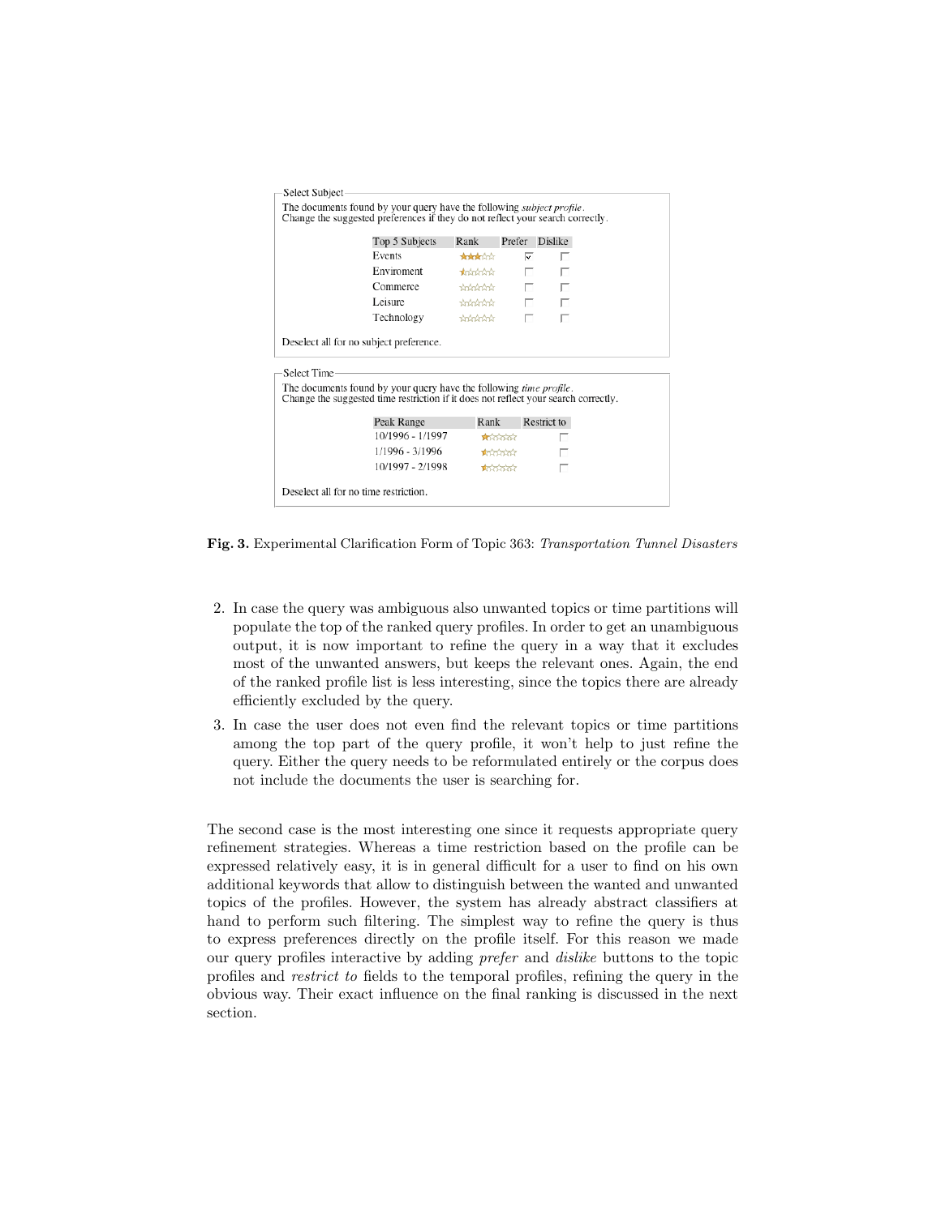Select Subject

The documents found by your query have the following *subject profile*.
Change the suggested preferences if they do not reflect your search correctly.

| Top 5 Subjects | Rank | Prefer | Dislike |
|---|---|---|---|
| Events | ★★★☆☆ | ☑ | ☐ |
| Enviroment | ★☆☆☆☆ | ☐ | ☐ |
| Commerce | ☆☆☆☆☆ | ☐ | ☐ |
| Leisure | ☆☆☆☆☆ | ☐ | ☐ |
| Technology | ☆☆☆☆☆ | ☐ | ☐ |

Deselect all for no subject preference.

Select Time

The documents found by your query have the following *time profile*.
Change the suggested time restriction if it does not reflect your search correctly.

| Peak Range | Rank | Restrict to |
|---|---|---|
| 10/1996 - 1/1997 | ★☆☆☆☆ | ☐ |
| 1/1996 - 3/1996 | ★☆☆☆☆ | ☐ |
| 10/1997 - 2/1998 | ★☆☆☆☆ | ☐ |

Deselect all for no time restriction.

**Fig. 3.** Experimental Clarification Form of Topic 363: *Transportation Tunnel Disasters*

2. In case the query was ambiguous also unwanted topics or time partitions will populate the top of the ranked query profiles. In order to get an unambiguous output, it is now important to refine the query in a way that it excludes most of the unwanted answers, but keeps the relevant ones. Again, the end of the ranked profile list is less interesting, since the topics there are already efficiently excluded by the query.
3. In case the user does not even find the relevant topics or time partitions among the top part of the query profile, it won't help to just refine the query. Either the query needs to be reformulated entirely or the corpus does not include the documents the user is searching for.

The second case is the most interesting one since it requests appropriate query refinement strategies. Whereas a time restriction based on the profile can be expressed relatively easy, it is in general difficult for a user to find on his own additional keywords that allow to distinguish between the wanted and unwanted topics of the profiles. However, the system has already abstract classifiers at hand to perform such filtering. The simplest way to refine the query is thus to express preferences directly on the profile itself. For this reason we made our query profiles interactive by adding *prefer* and *dislike* buttons to the topic profiles and *restrict to* fields to the temporal profiles, refining the query in the obvious way. Their exact influence on the final ranking is discussed in the next section.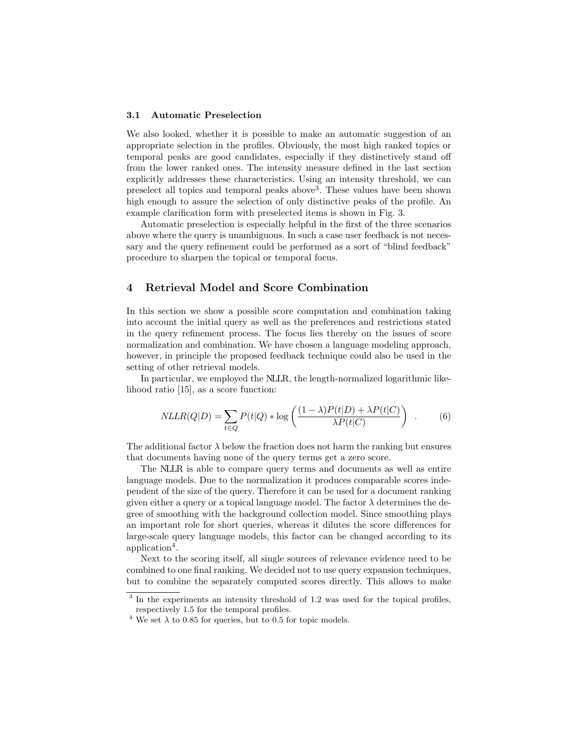### 3.1 Automatic Preselection

We also looked, whether it is possible to make an automatic suggestion of an appropriate selection in the profiles. Obviously, the most high ranked topics or temporal peaks are good candidates, especially if they distinctively stand off from the lower ranked ones. The intensity measure defined in the last section explicitly addresses these characteristics. Using an intensity threshold, we can preselect all topics and temporal peaks above[3]. These values have been shown high enough to assure the selection of only distinctive peaks of the profile. An example clarification form with preselected items is shown in Fig. 3.

Automatic preselection is especially helpful in the first of the three scenarios above where the query is unambiguous. In such a case user feedback is not necessary and the query refinement could be performed as a sort of "blind feedback" procedure to sharpen the topical or temporal focus.

## 4 Retrieval Model and Score Combination

In this section we show a possible score computation and combination taking into account the initial query as well as the preferences and restrictions stated in the query refinement process. The focus lies thereby on the issues of score normalization and combination. We have chosen a language modeling approach, however, in principle the proposed feedback technique could also be used in the setting of other retrieval models.

In particular, we employed the NLLR, the length-normalized logarithmic likelihood ratio [15], as a score function:

$$NLLR(Q|D) = \sum_{t \in Q} P(t|Q) * \log \left( \frac{(1-\lambda)P(t|D) + \lambda P(t|C)}{\lambda P(t|C)} \right) \quad . \tag{6}$$

The additional factor $\lambda$ below the fraction does not harm the ranking but ensures that documents having none of the query terms get a zero score.

The NLLR is able to compare query terms and documents as well as entire language models. Due to the normalization it produces comparable scores independent of the size of the query. Therefore it can be used for a document ranking given either a query or a topical language model. The factor $\lambda$ determines the degree of smoothing with the background collection model. Since smoothing plays an important role for short queries, whereas it dilutes the score differences for large-scale query language models, this factor can be changed according to its application[4].

Next to the scoring itself, all single sources of relevance evidence need to be combined to one final ranking. We decided not to use query expansion techniques, but to combine the separately computed scores directly. This allows to make

[3] In the experiments an intensity threshold of 1.2 was used for the topical profiles, respectively 1.5 for the temporal profiles.

[4] We set $\lambda$ to 0.85 for queries, but to 0.5 for topic models.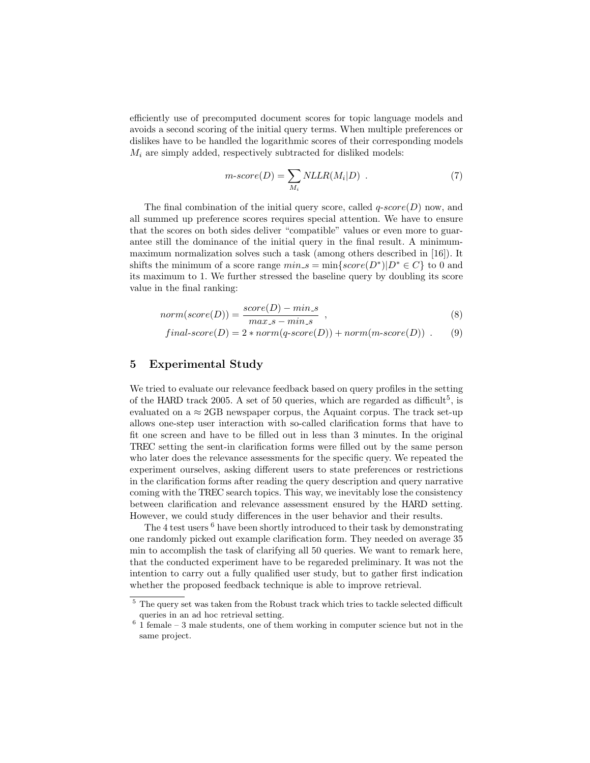efficiently use of precomputed document scores for topic language models and avoids a second scoring of the initial query terms. When multiple preferences or dislikes have to be handled the logarithmic scores of their corresponding models $M_i$ are simply added, respectively subtracted for disliked models:

$$m\text{-}score(D) = \sum_{M_i} NLLR(M_i|D) \ . \tag{7}$$

The final combination of the initial query score, called $q\text{-}score(D)$ now, and all summed up preference scores requires special attention. We have to ensure that the scores on both sides deliver "compatible" values or even more to guarantee still the dominance of the initial query in the final result. A minimum-maximum normalization solves such a task (among others described in [16]). It shifts the minimum of a score range $min\_s = \min\{score(D^*)|D^* \in C\}$ to 0 and its maximum to 1. We further stressed the baseline query by doubling its score value in the final ranking:

$$norm(score(D)) = \frac{score(D) - min\_s}{max\_s - min\_s} \ , \tag{8}$$

$$final\text{-}score(D) = 2 * norm(q\text{-}score(D)) + norm(m\text{-}score(D)) \ . \tag{9}$$

## 5 Experimental Study

We tried to evaluate our relevance feedback based on query profiles in the setting of the HARD track 2005. A set of 50 queries, which are regarded as difficult[5], is evaluated on a $\approx$ 2GB newspaper corpus, the Aquaint corpus. The track set-up allows one-step user interaction with so-called clarification forms that have to fit one screen and have to be filled out in less than 3 minutes. In the original TREC setting the sent-in clarification forms were filled out by the same person who later does the relevance assessments for the specific query. We repeated the experiment ourselves, asking different users to state preferences or restrictions in the clarification forms after reading the query description and query narrative coming with the TREC search topics. This way, we inevitably lose the consistency between clarification and relevance assessment ensured by the HARD setting. However, we could study differences in the user behavior and their results.

The 4 test users [6] have been shortly introduced to their task by demonstrating one randomly picked out example clarification form. They needed on average 35 min to accomplish the task of clarifying all 50 queries. We want to remark here, that the conducted experiment have to be regareded preliminary. It was not the intention to carry out a fully qualified user study, but to gather first indication whether the proposed feedback technique is able to improve retrieval.

[5] The query set was taken from the Robust track which tries to tackle selected difficult queries in an ad hoc retrieval setting.

[6] 1 female – 3 male students, one of them working in computer science but not in the same project.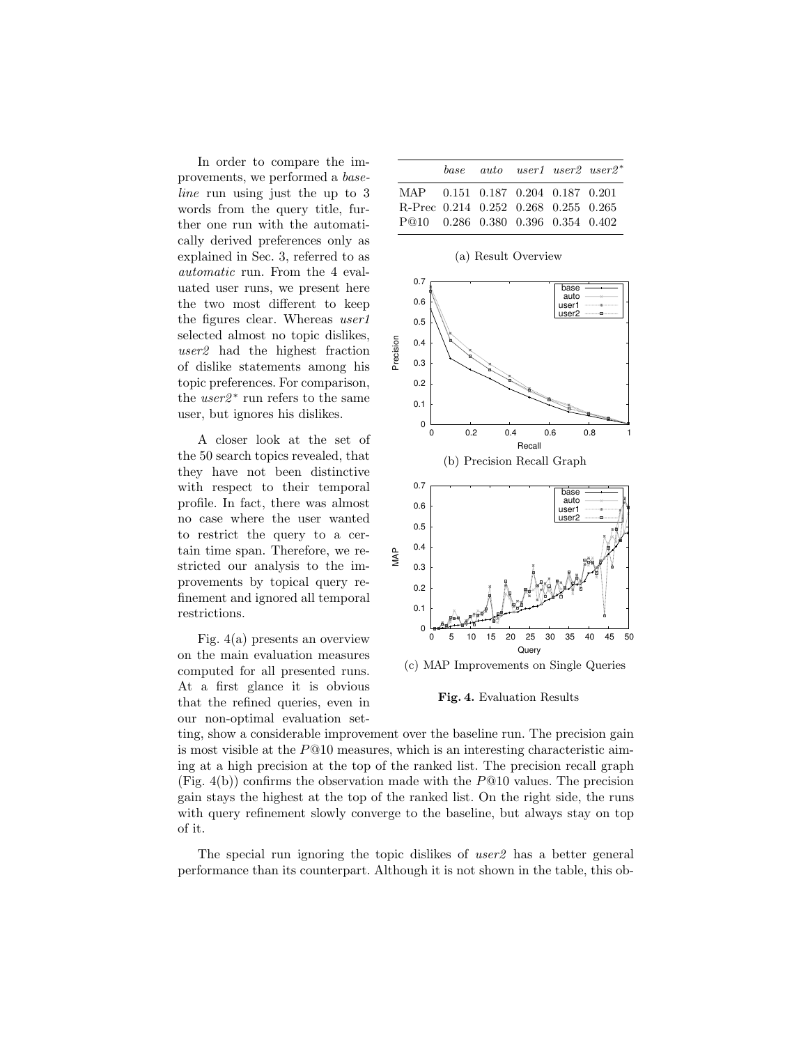In order to compare the improvements, we performed a *baseline* run using just the up to 3 words from the query title, further one run with the automatically derived preferences only as explained in Sec. 3, referred to as *automatic* run. From the 4 evaluated user runs, we present here the two most different to keep the figures clear. Whereas *user1* selected almost no topic dislikes, *user2* had the highest fraction of dislike statements among his topic preferences. For comparison, the *user2*$^*$ run refers to the same user, but ignores his dislikes.

|  | *base* | *auto* | *user1* | *user2* | *user2*$^*$ |
|---|---|---|---|---|---|
| MAP | 0.151 | 0.187 | 0.204 | 0.187 | 0.201 |
| R-Prec | 0.214 | 0.252 | 0.268 | 0.255 | 0.265 |
| P@10 | 0.286 | 0.380 | 0.396 | 0.354 | 0.402 |

(a) Result Overview

(b) Precision Recall Graph

(c) MAP Improvements on Single Queries

**Fig. 4.** Evaluation Results

A closer look at the set of the 50 search topics revealed, that they have not been distinctive with respect to their temporal profile. In fact, there was almost no case where the user wanted to restrict the query to a certain time span. Therefore, we restricted our analysis to the improvements by topical query refinement and ignored all temporal restrictions.

Fig. 4(a) presents an overview on the main evaluation measures computed for all presented runs. At a first glance it is obvious that the refined queries, even in our non-optimal evaluation setting, show a considerable improvement over the baseline run. The precision gain is most visible at the $P@10$ measures, which is an interesting characteristic aiming at a high precision at the top of the ranked list. The precision recall graph (Fig. 4(b)) confirms the observation made with the $P@10$ values. The precision gain stays the highest at the top of the ranked list. On the right side, the runs with query refinement slowly converge to the baseline, but always stay on top of it.

The special run ignoring the topic dislikes of *user2* has a better general performance than its counterpart. Although it is not shown in the table, this ob-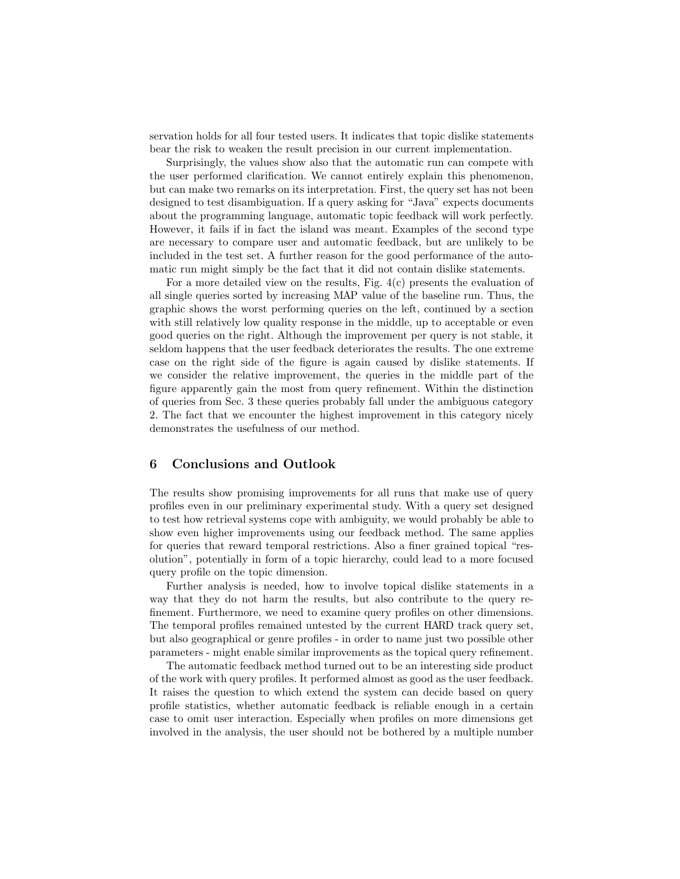servation holds for all four tested users. It indicates that topic dislike statements bear the risk to weaken the result precision in our current implementation.

Surprisingly, the values show also that the automatic run can compete with the user performed clarification. We cannot entirely explain this phenomenon, but can make two remarks on its interpretation. First, the query set has not been designed to test disambiguation. If a query asking for "Java" expects documents about the programming language, automatic topic feedback will work perfectly. However, it fails if in fact the island was meant. Examples of the second type are necessary to compare user and automatic feedback, but are unlikely to be included in the test set. A further reason for the good performance of the automatic run might simply be the fact that it did not contain dislike statements.

For a more detailed view on the results, Fig. 4(c) presents the evaluation of all single queries sorted by increasing MAP value of the baseline run. Thus, the graphic shows the worst performing queries on the left, continued by a section with still relatively low quality response in the middle, up to acceptable or even good queries on the right. Although the improvement per query is not stable, it seldom happens that the user feedback deteriorates the results. The one extreme case on the right side of the figure is again caused by dislike statements. If we consider the relative improvement, the queries in the middle part of the figure apparently gain the most from query refinement. Within the distinction of queries from Sec. 3 these queries probably fall under the ambiguous category 2. The fact that we encounter the highest improvement in this category nicely demonstrates the usefulness of our method.

## 6 Conclusions and Outlook

The results show promising improvements for all runs that make use of query profiles even in our preliminary experimental study. With a query set designed to test how retrieval systems cope with ambiguity, we would probably be able to show even higher improvements using our feedback method. The same applies for queries that reward temporal restrictions. Also a finer grained topical "resolution", potentially in form of a topic hierarchy, could lead to a more focused query profile on the topic dimension.

Further analysis is needed, how to involve topical dislike statements in a way that they do not harm the results, but also contribute to the query refinement. Furthermore, we need to examine query profiles on other dimensions. The temporal profiles remained untested by the current HARD track query set, but also geographical or genre profiles - in order to name just two possible other parameters - might enable similar improvements as the topical query refinement.

The automatic feedback method turned out to be an interesting side product of the work with query profiles. It performed almost as good as the user feedback. It raises the question to which extend the system can decide based on query profile statistics, whether automatic feedback is reliable enough in a certain case to omit user interaction. Especially when profiles on more dimensions get involved in the analysis, the user should not be bothered by a multiple number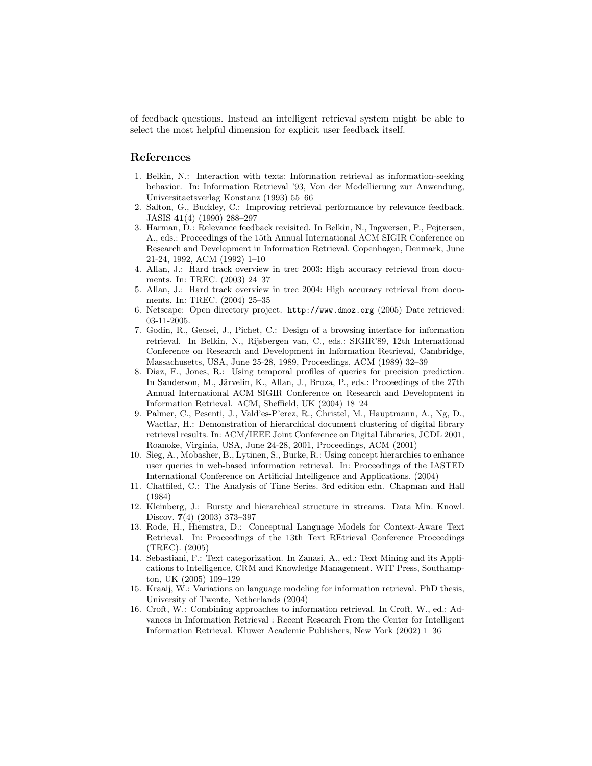of feedback questions. Instead an intelligent retrieval system might be able to select the most helpful dimension for explicit user feedback itself.

## References

1. Belkin, N.: Interaction with texts: Information retrieval as information-seeking behavior. In: Information Retrieval '93, Von der Modellierung zur Anwendung, Universitaetsverlag Konstanz (1993) 55–66
2. Salton, G., Buckley, C.: Improving retrieval performance by relevance feedback. JASIS **41**(4) (1990) 288–297
3. Harman, D.: Relevance feedback revisited. In Belkin, N., Ingwersen, P., Pejtersen, A., eds.: Proceedings of the 15th Annual International ACM SIGIR Conference on Research and Development in Information Retrieval. Copenhagen, Denmark, June 21-24, 1992, ACM (1992) 1–10
4. Allan, J.: Hard track overview in trec 2003: High accuracy retrieval from documents. In: TREC. (2003) 24–37
5. Allan, J.: Hard track overview in trec 2004: High accuracy retrieval from documents. In: TREC. (2004) 25–35
6. Netscape: Open directory project. `http://www.dmoz.org` (2005) Date retrieved: 03-11-2005.
7. Godin, R., Gecsei, J., Pichet, C.: Design of a browsing interface for information retrieval. In Belkin, N., Rijsbergen van, C., eds.: SIGIR'89, 12th International Conference on Research and Development in Information Retrieval, Cambridge, Massachusetts, USA, June 25-28, 1989, Proceedings, ACM (1989) 32–39
8. Diaz, F., Jones, R.: Using temporal profiles of queries for precision prediction. In Sanderson, M., Järvelin, K., Allan, J., Bruza, P., eds.: Proceedings of the 27th Annual International ACM SIGIR Conference on Research and Development in Information Retrieval. ACM, Sheffield, UK (2004) 18–24
9. Palmer, C., Pesenti, J., Vald'es-P'erez, R., Christel, M., Hauptmann, A., Ng, D., Wactlar, H.: Demonstration of hierarchical document clustering of digital library retrieval results. In: ACM/IEEE Joint Conference on Digital Libraries, JCDL 2001, Roanoke, Virginia, USA, June 24-28, 2001, Proceedings, ACM (2001)
10. Sieg, A., Mobasher, B., Lytinen, S., Burke, R.: Using concept hierarchies to enhance user queries in web-based information retrieval. In: Proceedings of the IASTED International Conference on Artificial Intelligence and Applications. (2004)
11. Chatfiled, C.: The Analysis of Time Series. 3rd edition edn. Chapman and Hall (1984)
12. Kleinberg, J.: Bursty and hierarchical structure in streams. Data Min. Knowl. Discov. **7**(4) (2003) 373–397
13. Rode, H., Hiemstra, D.: Conceptual Language Models for Context-Aware Text Retrieval. In: Proceedings of the 13th Text REtrieval Conference Proceedings (TREC). (2005)
14. Sebastiani, F.: Text categorization. In Zanasi, A., ed.: Text Mining and its Applications to Intelligence, CRM and Knowledge Management. WIT Press, Southampton, UK (2005) 109–129
15. Kraaij, W.: Variations on language modeling for information retrieval. PhD thesis, University of Twente, Netherlands (2004)
16. Croft, W.: Combining approaches to information retrieval. In Croft, W., ed.: Advances in Information Retrieval : Recent Research From the Center for Intelligent Information Retrieval. Kluwer Academic Publishers, New York (2002) 1–36